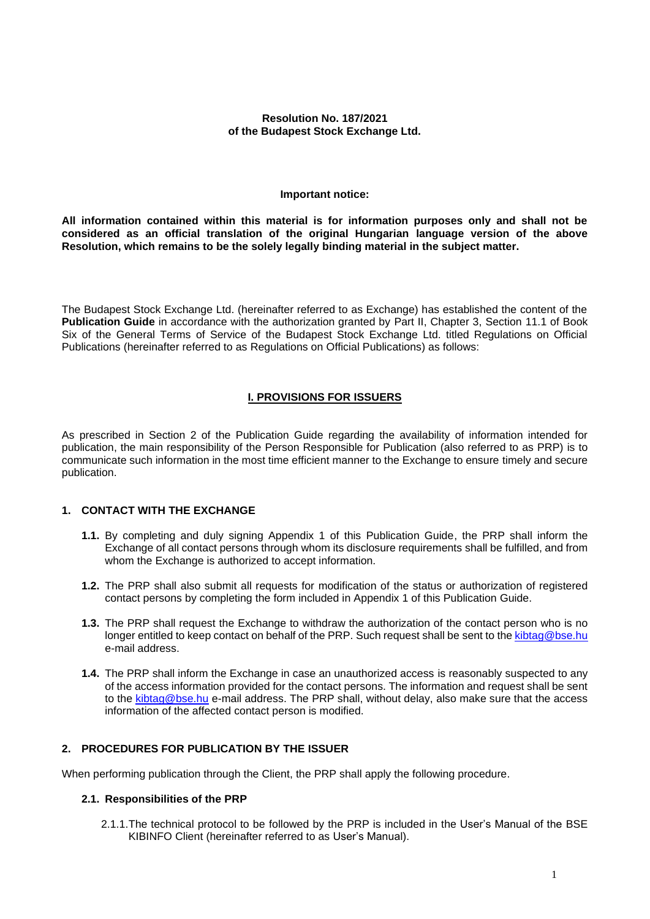**Resolution No. 187/2021**
**of the Budapest Stock Exchange Ltd.**

**Important notice:**

**All information contained within this material is for information purposes only and shall not be considered as an official translation of the original Hungarian language version of the above Resolution, which remains to be the solely legally binding material in the subject matter.**

The Budapest Stock Exchange Ltd. (hereinafter referred to as Exchange) has established the content of the **Publication Guide** in accordance with the authorization granted by Part II, Chapter 3, Section 11.1 of Book Six of the General Terms of Service of the Budapest Stock Exchange Ltd. titled Regulations on Official Publications (hereinafter referred to as Regulations on Official Publications) as follows:

## I. PROVISIONS FOR ISSUERS

As prescribed in Section 2 of the Publication Guide regarding the availability of information intended for publication, the main responsibility of the Person Responsible for Publication (also referred to as PRP) is to communicate such information in the most time efficient manner to the Exchange to ensure timely and secure publication.

### 1. CONTACT WITH THE EXCHANGE

**1.1.** By completing and duly signing Appendix 1 of this Publication Guide, the PRP shall inform the Exchange of all contact persons through whom its disclosure requirements shall be fulfilled, and from whom the Exchange is authorized to accept information.

**1.2.** The PRP shall also submit all requests for modification of the status or authorization of registered contact persons by completing the form included in Appendix 1 of this Publication Guide.

**1.3.** The PRP shall request the Exchange to withdraw the authorization of the contact person who is no longer entitled to keep contact on behalf of the PRP. Such request shall be sent to the kibtag@bse.hu e-mail address.

**1.4.** The PRP shall inform the Exchange in case an unauthorized access is reasonably suspected to any of the access information provided for the contact persons. The information and request shall be sent to the kibtag@bse.hu e-mail address. The PRP shall, without delay, also make sure that the access information of the affected contact person is modified.

### 2. PROCEDURES FOR PUBLICATION BY THE ISSUER

When performing publication through the Client, the PRP shall apply the following procedure.

#### 2.1. Responsibilities of the PRP

2.1.1. The technical protocol to be followed by the PRP is included in the User's Manual of the BSE KIBINFO Client (hereinafter referred to as User's Manual).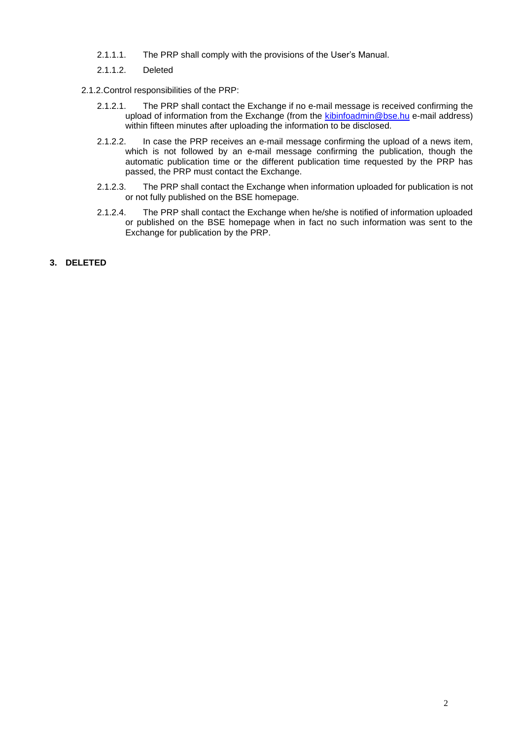2.1.1.1. The PRP shall comply with the provisions of the User's Manual.

2.1.1.2. Deleted

2.1.2. Control responsibilities of the PRP:

2.1.2.1. The PRP shall contact the Exchange if no e-mail message is received confirming the upload of information from the Exchange (from the kibinfoadmin@bse.hu e-mail address) within fifteen minutes after uploading the information to be disclosed.

2.1.2.2. In case the PRP receives an e-mail message confirming the upload of a news item, which is not followed by an e-mail message confirming the publication, though the automatic publication time or the different publication time requested by the PRP has passed, the PRP must contact the Exchange.

2.1.2.3. The PRP shall contact the Exchange when information uploaded for publication is not or not fully published on the BSE homepage.

2.1.2.4. The PRP shall contact the Exchange when he/she is notified of information uploaded or published on the BSE homepage when in fact no such information was sent to the Exchange for publication by the PRP.

## 3. DELETED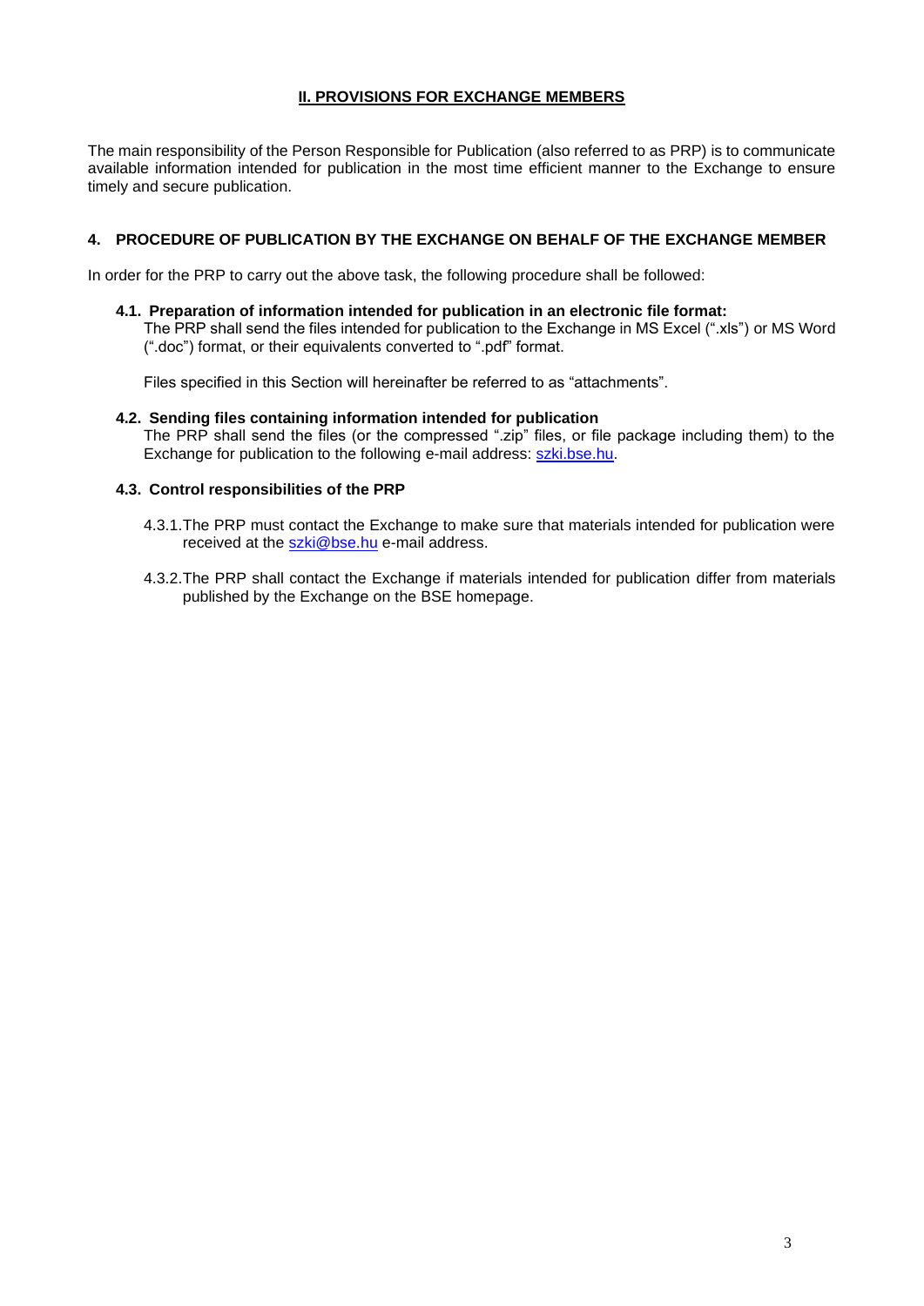## II. PROVISIONS FOR EXCHANGE MEMBERS

The main responsibility of the Person Responsible for Publication (also referred to as PRP) is to communicate available information intended for publication in the most time efficient manner to the Exchange to ensure timely and secure publication.

### 4. PROCEDURE OF PUBLICATION BY THE EXCHANGE ON BEHALF OF THE EXCHANGE MEMBER

In order for the PRP to carry out the above task, the following procedure shall be followed:

#### 4.1. Preparation of information intended for publication in an electronic file format:

The PRP shall send the files intended for publication to the Exchange in MS Excel (".xls") or MS Word (".doc") format, or their equivalents converted to ".pdf" format.

Files specified in this Section will hereinafter be referred to as "attachments".

#### 4.2. Sending files containing information intended for publication

The PRP shall send the files (or the compressed ".zip" files, or file package including them) to the Exchange for publication to the following e-mail address: szki.bse.hu.

#### 4.3. Control responsibilities of the PRP

4.3.1. The PRP must contact the Exchange to make sure that materials intended for publication were received at the szki@bse.hu e-mail address.

4.3.2. The PRP shall contact the Exchange if materials intended for publication differ from materials published by the Exchange on the BSE homepage.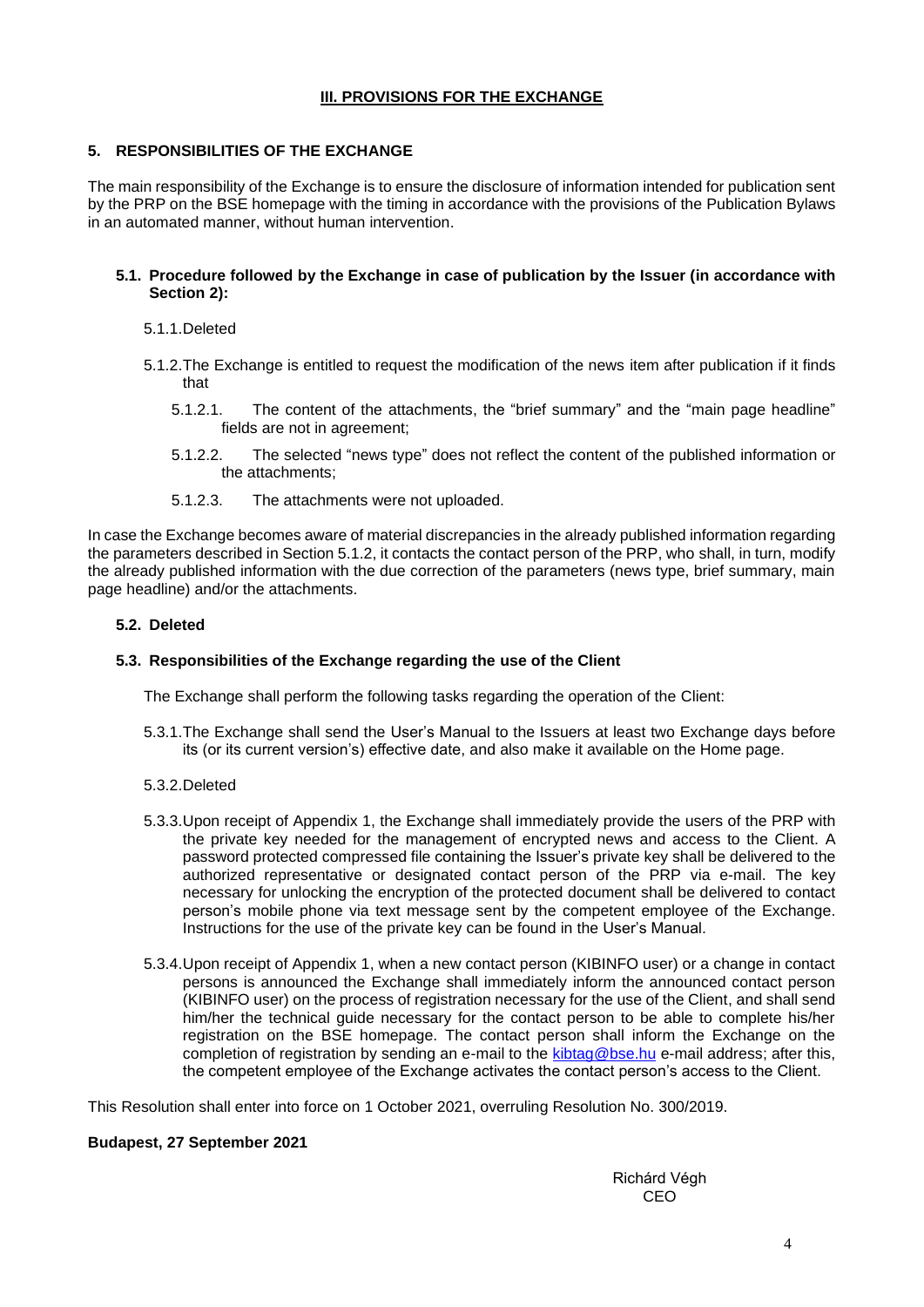## III. PROVISIONS FOR THE EXCHANGE

### 5. RESPONSIBILITIES OF THE EXCHANGE

The main responsibility of the Exchange is to ensure the disclosure of information intended for publication sent by the PRP on the BSE homepage with the timing in accordance with the provisions of the Publication Bylaws in an automated manner, without human intervention.

#### 5.1. Procedure followed by the Exchange in case of publication by the Issuer (in accordance with Section 2):

5.1.1. Deleted

5.1.2. The Exchange is entitled to request the modification of the news item after publication if it finds that

5.1.2.1. The content of the attachments, the "brief summary" and the "main page headline" fields are not in agreement;

5.1.2.2. The selected "news type" does not reflect the content of the published information or the attachments;

5.1.2.3. The attachments were not uploaded.

In case the Exchange becomes aware of material discrepancies in the already published information regarding the parameters described in Section 5.1.2, it contacts the contact person of the PRP, who shall, in turn, modify the already published information with the due correction of the parameters (news type, brief summary, main page headline) and/or the attachments.

#### 5.2. Deleted

#### 5.3. Responsibilities of the Exchange regarding the use of the Client

The Exchange shall perform the following tasks regarding the operation of the Client:

5.3.1. The Exchange shall send the User's Manual to the Issuers at least two Exchange days before its (or its current version's) effective date, and also make it available on the Home page.

5.3.2. Deleted

5.3.3. Upon receipt of Appendix 1, the Exchange shall immediately provide the users of the PRP with the private key needed for the management of encrypted news and access to the Client. A password protected compressed file containing the Issuer's private key shall be delivered to the authorized representative or designated contact person of the PRP via e-mail. The key necessary for unlocking the encryption of the protected document shall be delivered to contact person's mobile phone via text message sent by the competent employee of the Exchange. Instructions for the use of the private key can be found in the User's Manual.

5.3.4. Upon receipt of Appendix 1, when a new contact person (KIBINFO user) or a change in contact persons is announced the Exchange shall immediately inform the announced contact person (KIBINFO user) on the process of registration necessary for the use of the Client, and shall send him/her the technical guide necessary for the contact person to be able to complete his/her registration on the BSE homepage. The contact person shall inform the Exchange on the completion of registration by sending an e-mail to the kibtag@bse.hu e-mail address; after this, the competent employee of the Exchange activates the contact person's access to the Client.

This Resolution shall enter into force on 1 October 2021, overruling Resolution No. 300/2019.

**Budapest, 27 September 2021**

Richárd Végh
CEO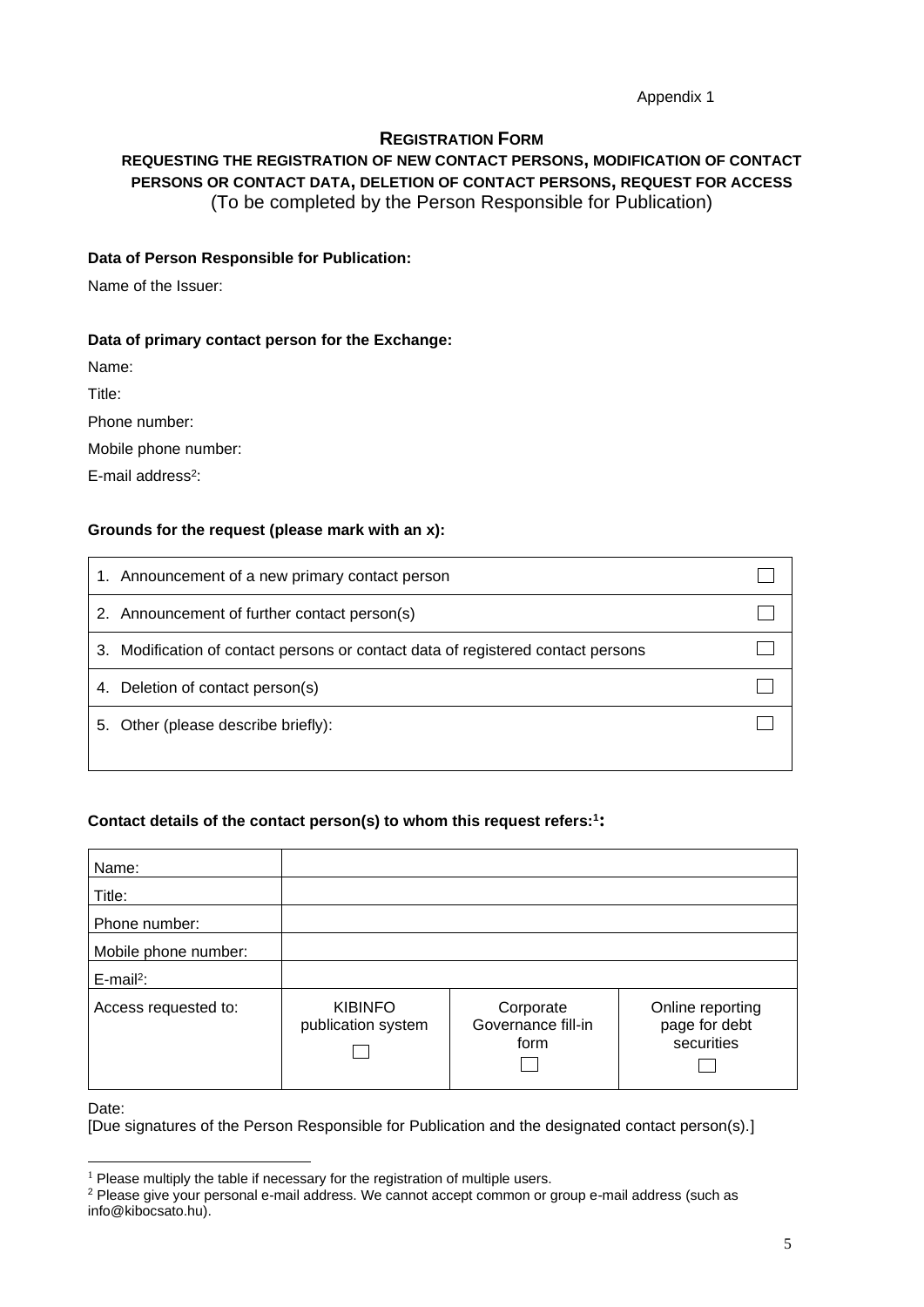Appendix 1

# REGISTRATION FORM

## REQUESTING THE REGISTRATION OF NEW CONTACT PERSONS, MODIFICATION OF CONTACT PERSONS OR CONTACT DATA, DELETION OF CONTACT PERSONS, REQUEST FOR ACCESS

(To be completed by the Person Responsible for Publication)

**Data of Person Responsible for Publication:**

Name of the Issuer:

**Data of primary contact person for the Exchange:**

Name:

Title:

Phone number:

Mobile phone number:

E-mail address[2]:

**Grounds for the request (please mark with an x):**

| | |
|---|---|
| 1. Announcement of a new primary contact person | ☐ |
| 2. Announcement of further contact person(s) | ☐ |
| 3. Modification of contact persons or contact data of registered contact persons | ☐ |
| 4. Deletion of contact person(s) | ☐ |
| 5. Other (please describe briefly): | ☐ |

**Contact details of the contact person(s) to whom this request refers:[1]:**

| | | | |
|---|---|---|---|
| Name: | | | |
| Title: | | | |
| Phone number: | | | |
| Mobile phone number: | | | |
| E-mail[2]: | | | |
| Access requested to: | KIBINFO publication system ☐ | Corporate Governance fill-in form ☐ | Online reporting page for debt securities ☐ |

Date:

[Due signatures of the Person Responsible for Publication and the designated contact person(s).]

---

[1] Please multiply the table if necessary for the registration of multiple users.

[2] Please give your personal e-mail address. We cannot accept common or group e-mail address (such as info@kibocsato.hu).